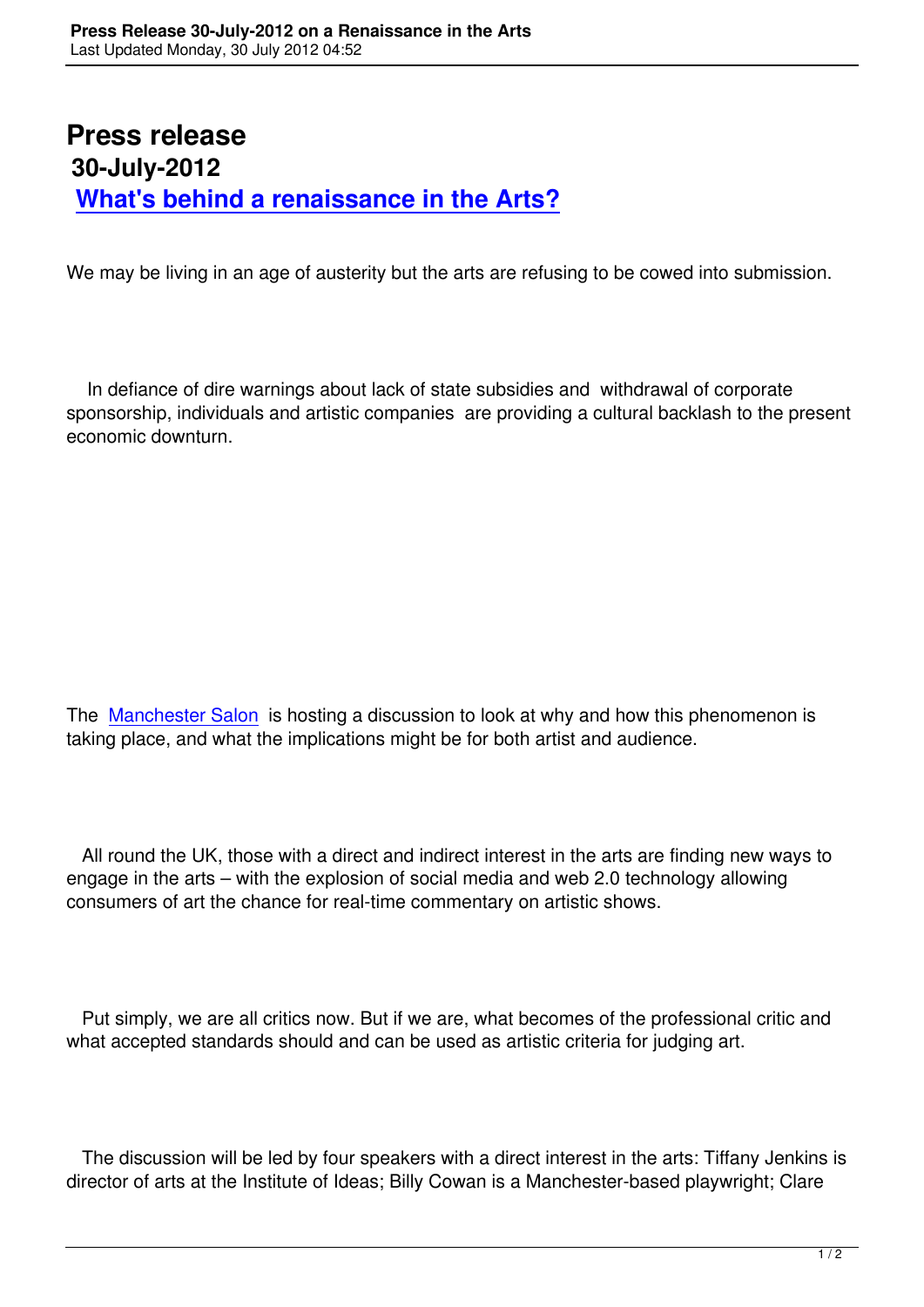# Press release

## 30-July-2012

## [What's behind a renaissance in the Arts?]

We may be living in an age of austerity but the arts are refusing to be cowed into submission.

In defiance of dire warnings about lack of state subsidies and withdrawal of corporate sponsorship, individuals and artistic companies are providing a cultural backlash to the present economic downturn.

The [Manchester Salon] is hosting a discussion to look at why and how this phenomenon is taking place, and what the implications might be for both artist and audience.

All round the UK, those with a direct and indirect interest in the arts are finding new ways to engage in the arts – with the explosion of social media and web 2.0 technology allowing consumers of art the chance for real-time commentary on artistic shows.

Put simply, we are all critics now. But if we are, what becomes of the professional critic and what accepted standards should and can be used as artistic criteria for judging art.

The discussion will be led by four speakers with a direct interest in the arts: Tiffany Jenkins is director of arts at the Institute of Ideas; Billy Cowan is a Manchester-based playwright; Clare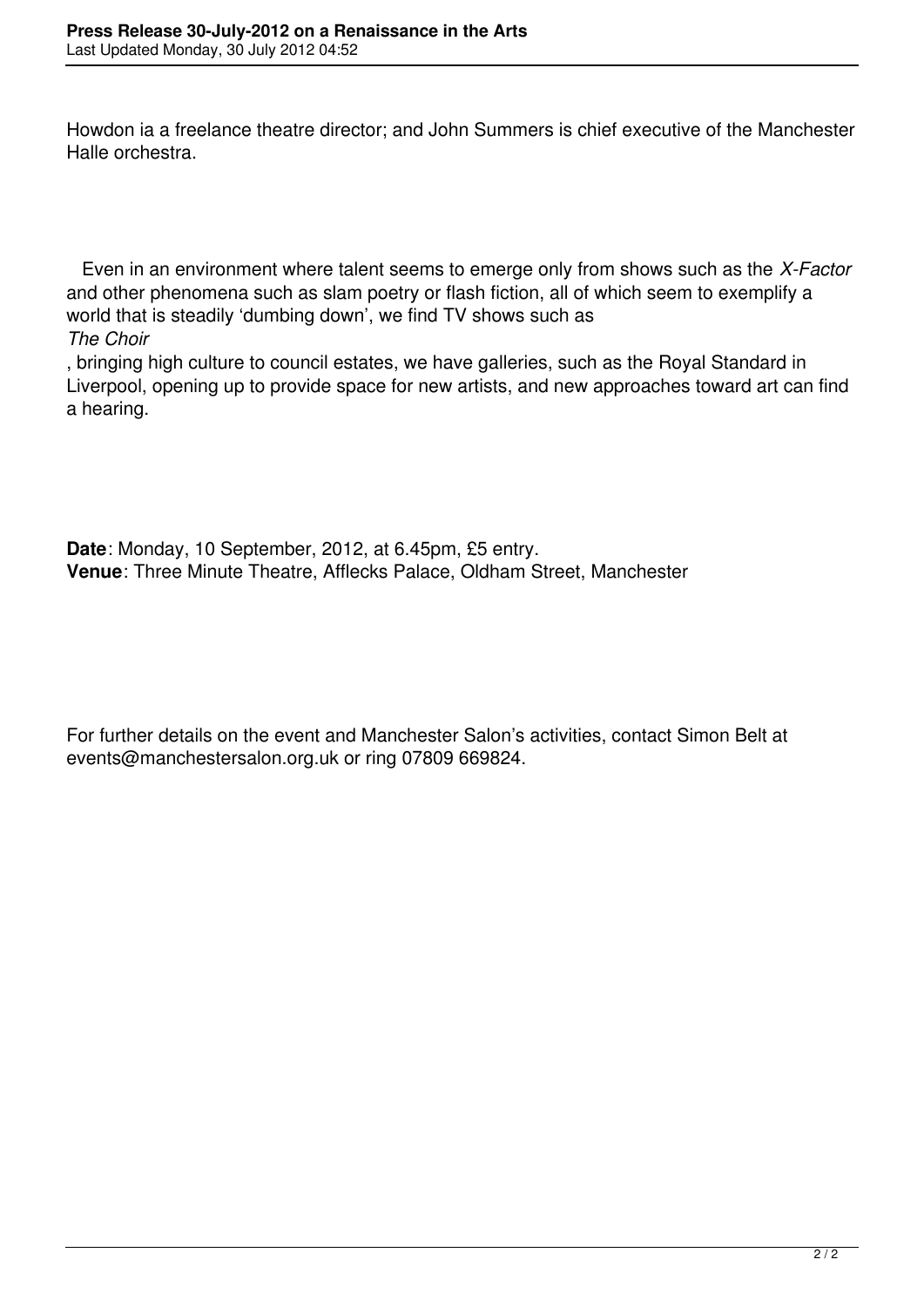Howdon ia a freelance theatre director; and John Summers is chief executive of the Manchester Halle orchestra.

Even in an environment where talent seems to emerge only from shows such as the *X-Factor* and other phenomena such as slam poetry or flash fiction, all of which seem to exemplify a world that is steadily 'dumbing down', we find TV shows such as *The Choir*, bringing high culture to council estates, we have galleries, such as the Royal Standard in Liverpool, opening up to provide space for new artists, and new approaches toward art can find a hearing.

**Date**: Monday, 10 September, 2012, at 6.45pm, £5 entry.
**Venue**: Three Minute Theatre, Afflecks Palace, Oldham Street, Manchester

For further details on the event and Manchester Salon's activities, contact Simon Belt at events@manchestersalon.org.uk or ring 07809 669824.